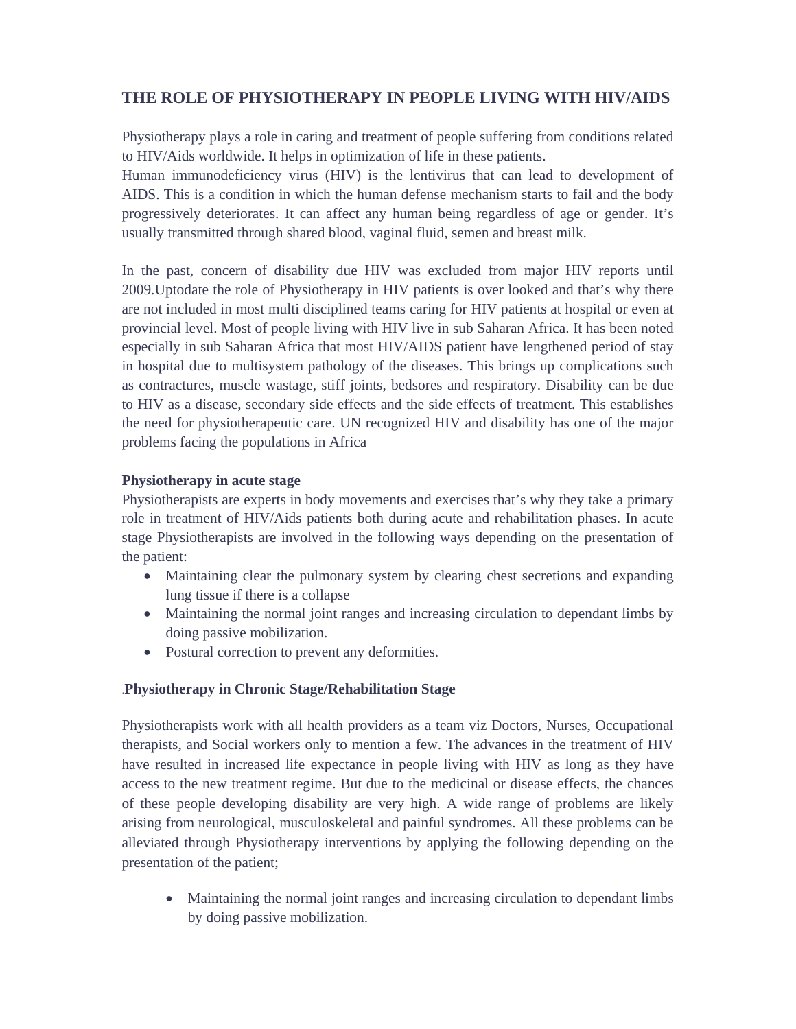# THE ROLE OF PHYSIOTHERAPY IN PEOPLE LIVING WITH HIV/AIDS

Physiotherapy plays a role in caring and treatment of people suffering from conditions related to HIV/Aids worldwide. It helps in optimization of life in these patients.
Human immunodeficiency virus (HIV) is the lentivirus that can lead to development of AIDS. This is a condition in which the human defense mechanism starts to fail and the body progressively deteriorates. It can affect any human being regardless of age or gender. It's usually transmitted through shared blood, vaginal fluid, semen and breast milk.

In the past, concern of disability due HIV was excluded from major HIV reports until 2009.Uptodate the role of Physiotherapy in HIV patients is over looked and that's why there are not included in most multi disciplined teams caring for HIV patients at hospital or even at provincial level. Most of people living with HIV live in sub Saharan Africa. It has been noted especially in sub Saharan Africa that most HIV/AIDS patient have lengthened period of stay in hospital due to multisystem pathology of the diseases. This brings up complications such as contractures, muscle wastage, stiff joints, bedsores and respiratory. Disability can be due to HIV as a disease, secondary side effects and the side effects of treatment. This establishes the need for physiotherapeutic care. UN recognized HIV and disability has one of the major problems facing the populations in Africa

**Physiotherapy in acute stage**

Physiotherapists are experts in body movements and exercises that's why they take a primary role in treatment of HIV/Aids patients both during acute and rehabilitation phases. In acute stage Physiotherapists are involved in the following ways depending on the presentation of the patient:

- Maintaining clear the pulmonary system by clearing chest secretions and expanding lung tissue if there is a collapse
- Maintaining the normal joint ranges and increasing circulation to dependant limbs by doing passive mobilization.
- Postural correction to prevent any deformities.

.**Physiotherapy in Chronic Stage/Rehabilitation Stage**

Physiotherapists work with all health providers as a team viz Doctors, Nurses, Occupational therapists, and Social workers only to mention a few. The advances in the treatment of HIV have resulted in increased life expectance in people living with HIV as long as they have access to the new treatment regime. But due to the medicinal or disease effects, the chances of these people developing disability are very high. A wide range of problems are likely arising from neurological, musculoskeletal and painful syndromes. All these problems can be alleviated through Physiotherapy interventions by applying the following depending on the presentation of the patient;

- Maintaining the normal joint ranges and increasing circulation to dependant limbs by doing passive mobilization.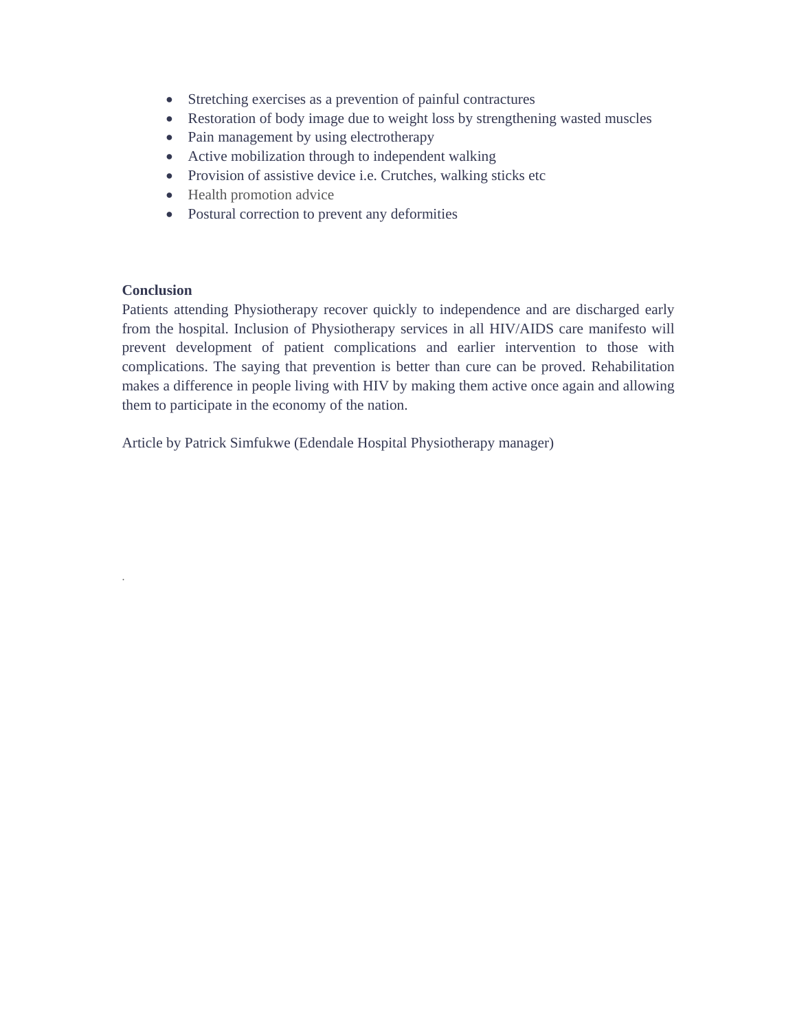- Stretching exercises as a prevention of painful contractures
- Restoration of body image due to weight loss by strengthening wasted muscles
- Pain management by using electrotherapy
- Active mobilization through to independent walking
- Provision of assistive device i.e. Crutches, walking sticks etc
- Health promotion advice
- Postural correction to prevent any deformities

**Conclusion**

Patients attending Physiotherapy recover quickly to independence and are discharged early from the hospital. Inclusion of Physiotherapy services in all HIV/AIDS care manifesto will prevent development of patient complications and earlier intervention to those with complications. The saying that prevention is better than cure can be proved. Rehabilitation makes a difference in people living with HIV by making them active once again and allowing them to participate in the economy of the nation.

Article by Patrick Simfukwe (Edendale Hospital Physiotherapy manager)